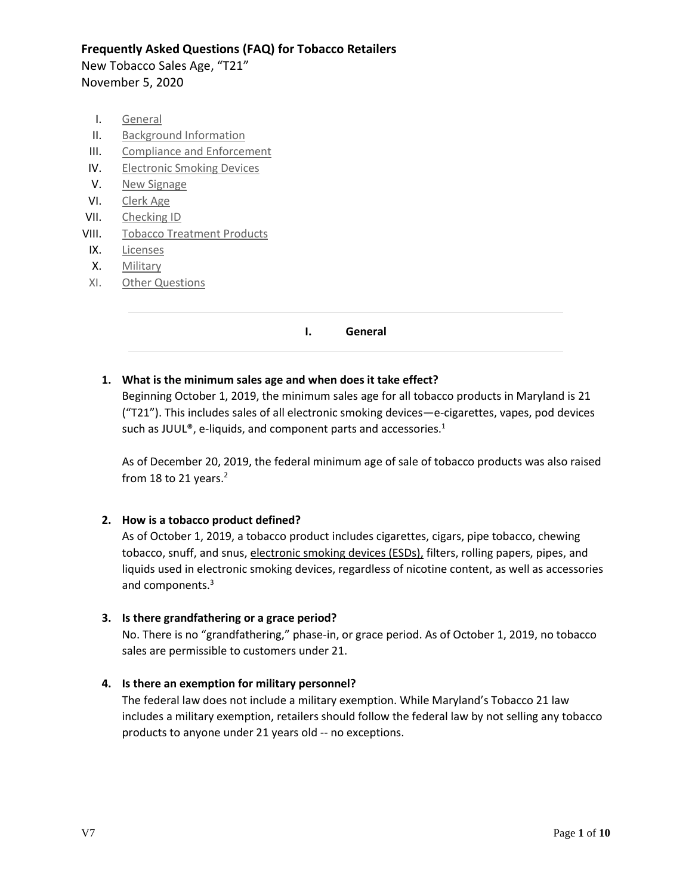**Frequently Asked Questions (FAQ) for Tobacco Retailers**

New Tobacco Sales Age, "T21"

November 5, 2020

I. General
II. Background Information
III. Compliance and Enforcement
IV. Electronic Smoking Devices
V. New Signage
VI. Clerk Age
VII. Checking ID
VIII. Tobacco Treatment Products
IX. Licenses
X. Military
XI. Other Questions

## I. General

**1. What is the minimum sales age and when does it take effect?**

Beginning October 1, 2019, the minimum sales age for all tobacco products in Maryland is 21 ("T21"). This includes sales of all electronic smoking devices—e-cigarettes, vapes, pod devices such as JUUL®, e-liquids, and component parts and accessories.[1]

As of December 20, 2019, the federal minimum age of sale of tobacco products was also raised from 18 to 21 years.[2]

**2. How is a tobacco product defined?**

As of October 1, 2019, a tobacco product includes cigarettes, cigars, pipe tobacco, chewing tobacco, snuff, and snus, electronic smoking devices (ESDs), filters, rolling papers, pipes, and liquids used in electronic smoking devices, regardless of nicotine content, as well as accessories and components.[3]

**3. Is there grandfathering or a grace period?**

No. There is no "grandfathering," phase-in, or grace period. As of October 1, 2019, no tobacco sales are permissible to customers under 21.

**4. Is there an exemption for military personnel?**

The federal law does not include a military exemption. While Maryland's Tobacco 21 law includes a military exemption, retailers should follow the federal law by not selling any tobacco products to anyone under 21 years old -- no exceptions.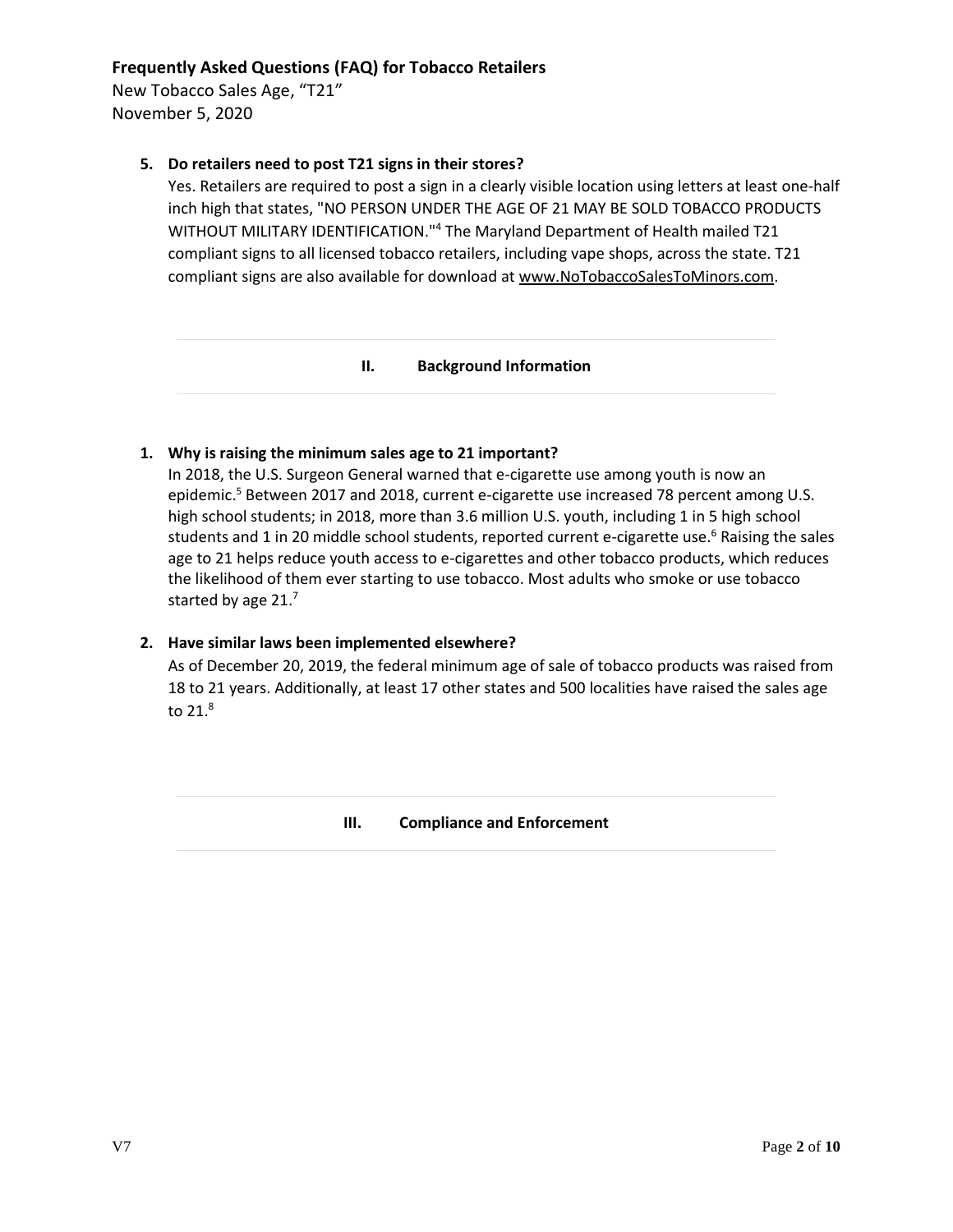5. **Do retailers need to post T21 signs in their stores?**
   Yes. Retailers are required to post a sign in a clearly visible location using letters at least one-half inch high that states, "NO PERSON UNDER THE AGE OF 21 MAY BE SOLD TOBACCO PRODUCTS WITHOUT MILITARY IDENTIFICATION."[4] The Maryland Department of Health mailed T21 compliant signs to all licensed tobacco retailers, including vape shops, across the state. T21 compliant signs are also available for download at www.NoTobaccoSalesToMinors.com.

## II. Background Information

1. **Why is raising the minimum sales age to 21 important?**
   In 2018, the U.S. Surgeon General warned that e-cigarette use among youth is now an epidemic.[5] Between 2017 and 2018, current e-cigarette use increased 78 percent among U.S. high school students; in 2018, more than 3.6 million U.S. youth, including 1 in 5 high school students and 1 in 20 middle school students, reported current e-cigarette use.[6] Raising the sales age to 21 helps reduce youth access to e-cigarettes and other tobacco products, which reduces the likelihood of them ever starting to use tobacco. Most adults who smoke or use tobacco started by age 21.[7]

2. **Have similar laws been implemented elsewhere?**
   As of December 20, 2019, the federal minimum age of sale of tobacco products was raised from 18 to 21 years. Additionally, at least 17 other states and 500 localities have raised the sales age to 21.[8]

## III. Compliance and Enforcement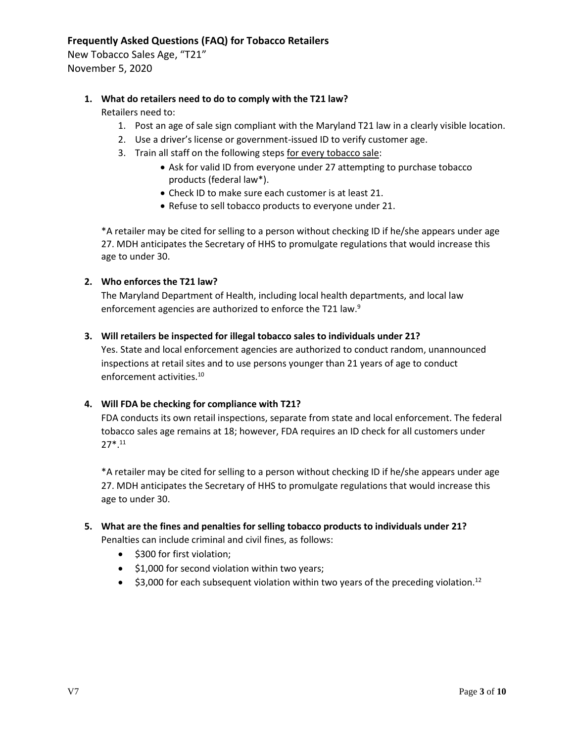**Frequently Asked Questions (FAQ) for Tobacco Retailers**

New Tobacco Sales Age, "T21"
November 5, 2020

1. **What do retailers need to do to comply with the T21 law?**

   Retailers need to:

   1. Post an age of sale sign compliant with the Maryland T21 law in a clearly visible location.
   2. Use a driver's license or government-issued ID to verify customer age.
   3. Train all staff on the following steps <u>for every tobacco sale</u>:
      - Ask for valid ID from everyone under 27 attempting to purchase tobacco products (federal law*).
      - Check ID to make sure each customer is at least 21.
      - Refuse to sell tobacco products to everyone under 21.

   *A retailer may be cited for selling to a person without checking ID if he/she appears under age 27. MDH anticipates the Secretary of HHS to promulgate regulations that would increase this age to under 30.

2. **Who enforces the T21 law?**

   The Maryland Department of Health, including local health departments, and local law enforcement agencies are authorized to enforce the T21 law.[9]

3. **Will retailers be inspected for illegal tobacco sales to individuals under 21?**

   Yes. State and local enforcement agencies are authorized to conduct random, unannounced inspections at retail sites and to use persons younger than 21 years of age to conduct enforcement activities.[10]

4. **Will FDA be checking for compliance with T21?**

   FDA conducts its own retail inspections, separate from state and local enforcement. The federal tobacco sales age remains at 18; however, FDA requires an ID check for all customers under 27*.[11]

   *A retailer may be cited for selling to a person without checking ID if he/she appears under age 27. MDH anticipates the Secretary of HHS to promulgate regulations that would increase this age to under 30.

5. **What are the fines and penalties for selling tobacco products to individuals under 21?**

   Penalties can include criminal and civil fines, as follows:

   - $300 for first violation;
   - $1,000 for second violation within two years;
   - $3,000 for each subsequent violation within two years of the preceding violation.[12]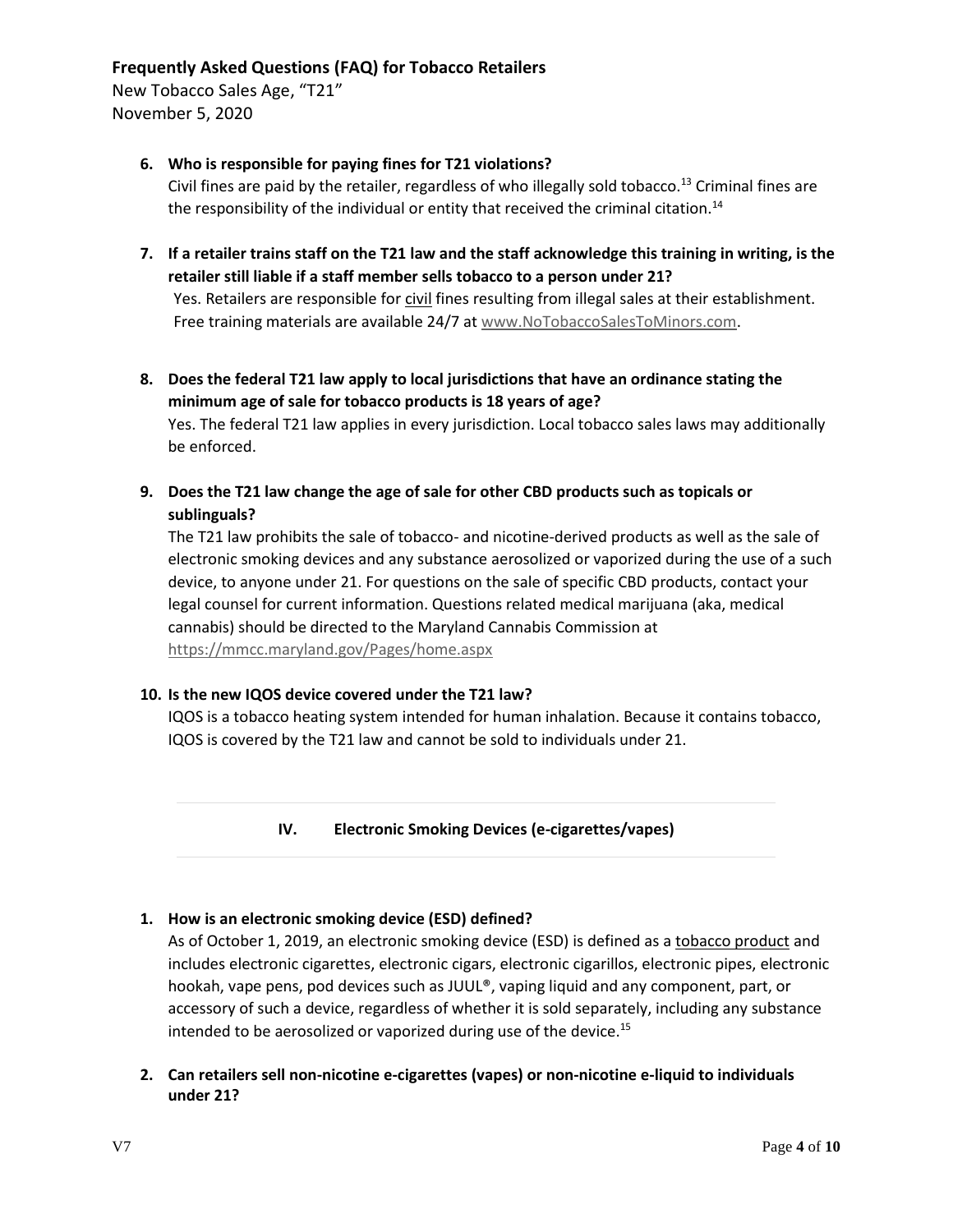6. **Who is responsible for paying fines for T21 violations?**
   Civil fines are paid by the retailer, regardless of who illegally sold tobacco.[13] Criminal fines are the responsibility of the individual or entity that received the criminal citation.[14]

7. **If a retailer trains staff on the T21 law and the staff acknowledge this training in writing, is the retailer still liable if a staff member sells tobacco to a person under 21?**
   Yes. Retailers are responsible for civil fines resulting from illegal sales at their establishment. Free training materials are available 24/7 at www.NoTobaccoSalesToMinors.com.

8. **Does the federal T21 law apply to local jurisdictions that have an ordinance stating the minimum age of sale for tobacco products is 18 years of age?**
   Yes. The federal T21 law applies in every jurisdiction. Local tobacco sales laws may additionally be enforced.

9. **Does the T21 law change the age of sale for other CBD products such as topicals or sublinguals?**
   The T21 law prohibits the sale of tobacco- and nicotine-derived products as well as the sale of electronic smoking devices and any substance aerosolized or vaporized during the use of a such device, to anyone under 21. For questions on the sale of specific CBD products, contact your legal counsel for current information. Questions related medical marijuana (aka, medical cannabis) should be directed to the Maryland Cannabis Commission at https://mmcc.maryland.gov/Pages/home.aspx

10. **Is the new IQOS device covered under the T21 law?**
    IQOS is a tobacco heating system intended for human inhalation. Because it contains tobacco, IQOS is covered by the T21 law and cannot be sold to individuals under 21.

## IV. Electronic Smoking Devices (e-cigarettes/vapes)

1. **How is an electronic smoking device (ESD) defined?**
   As of October 1, 2019, an electronic smoking device (ESD) is defined as a tobacco product and includes electronic cigarettes, electronic cigars, electronic cigarillos, electronic pipes, electronic hookah, vape pens, pod devices such as JUUL®, vaping liquid and any component, part, or accessory of such a device, regardless of whether it is sold separately, including any substance intended to be aerosolized or vaporized during use of the device.[15]

2. **Can retailers sell non-nicotine e-cigarettes (vapes) or non-nicotine e-liquid to individuals under 21?**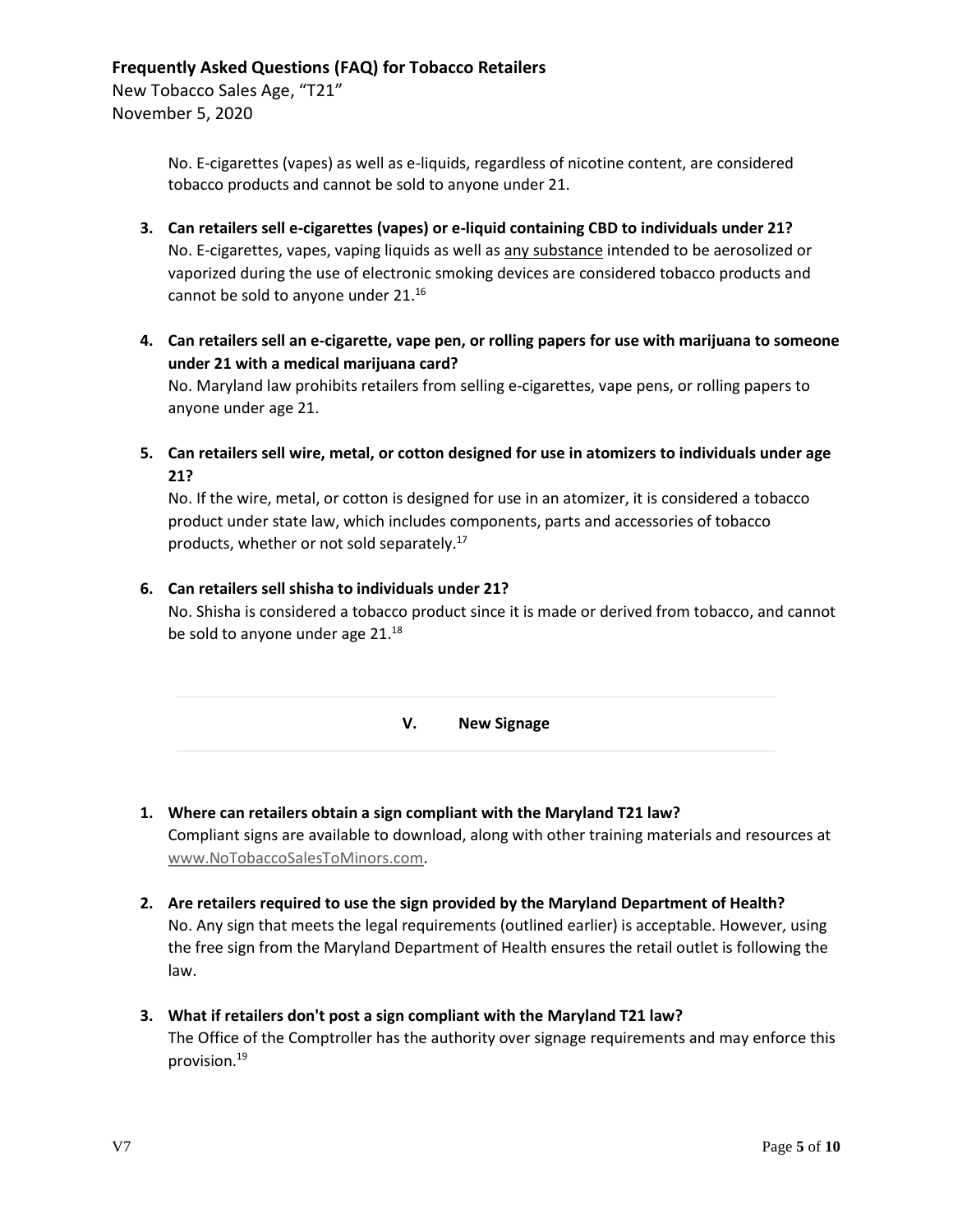No. E-cigarettes (vapes) as well as e-liquids, regardless of nicotine content, are considered tobacco products and cannot be sold to anyone under 21.

3. **Can retailers sell e-cigarettes (vapes) or e-liquid containing CBD to individuals under 21?**
   No. E-cigarettes, vapes, vaping liquids as well as <u>any substance</u> intended to be aerosolized or vaporized during the use of electronic smoking devices are considered tobacco products and cannot be sold to anyone under 21.[16]

4. **Can retailers sell an e-cigarette, vape pen, or rolling papers for use with marijuana to someone under 21 with a medical marijuana card?**
   No. Maryland law prohibits retailers from selling e-cigarettes, vape pens, or rolling papers to anyone under age 21.

5. **Can retailers sell wire, metal, or cotton designed for use in atomizers to individuals under age 21?**
   No. If the wire, metal, or cotton is designed for use in an atomizer, it is considered a tobacco product under state law, which includes components, parts and accessories of tobacco products, whether or not sold separately.[17]

6. **Can retailers sell shisha to individuals under 21?**
   No. Shisha is considered a tobacco product since it is made or derived from tobacco, and cannot be sold to anyone under age 21.[18]

## V. New Signage

1. **Where can retailers obtain a sign compliant with the Maryland T21 law?**
   Compliant signs are available to download, along with other training materials and resources at www.NoTobaccoSalesToMinors.com.

2. **Are retailers required to use the sign provided by the Maryland Department of Health?**
   No. Any sign that meets the legal requirements (outlined earlier) is acceptable. However, using the free sign from the Maryland Department of Health ensures the retail outlet is following the law.

3. **What if retailers don't post a sign compliant with the Maryland T21 law?**
   The Office of the Comptroller has the authority over signage requirements and may enforce this provision.[19]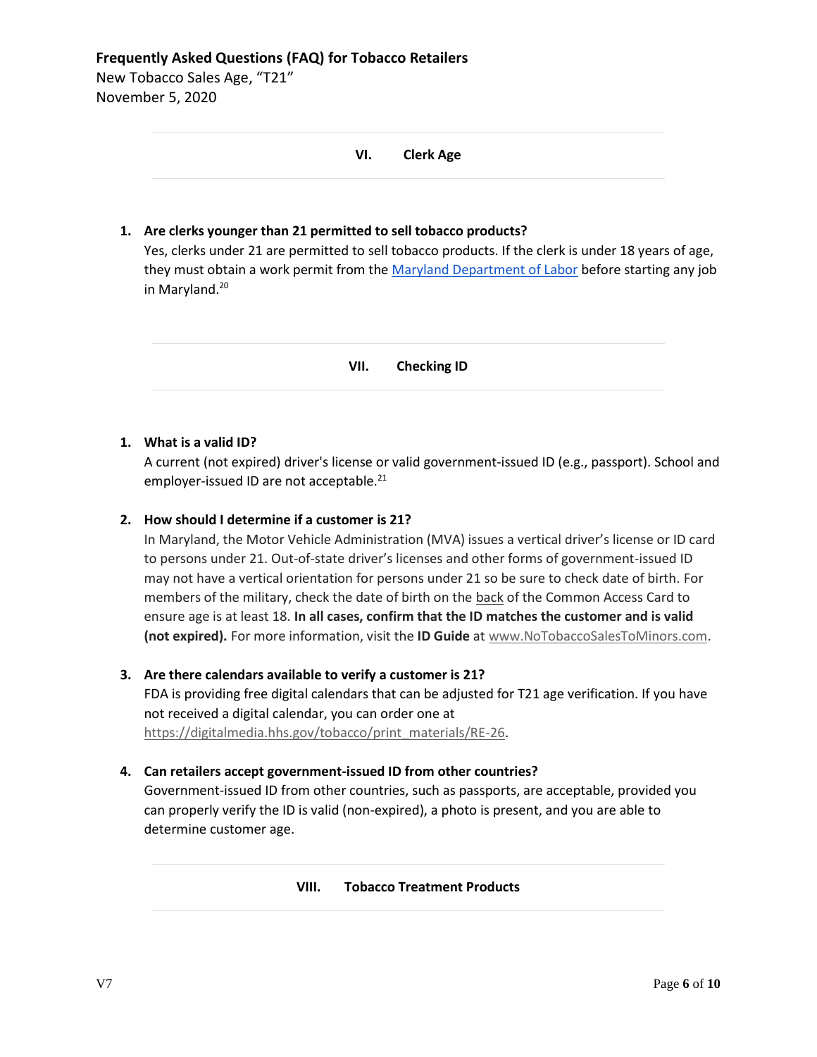## VI. Clerk Age

1. **Are clerks younger than 21 permitted to sell tobacco products?**
   Yes, clerks under 21 are permitted to sell tobacco products. If the clerk is under 18 years of age, they must obtain a work permit from the Maryland Department of Labor before starting any job in Maryland.[20]

## VII. Checking ID

1. **What is a valid ID?**
   A current (not expired) driver's license or valid government-issued ID (e.g., passport). School and employer-issued ID are not acceptable.[21]

2. **How should I determine if a customer is 21?**
   In Maryland, the Motor Vehicle Administration (MVA) issues a vertical driver's license or ID card to persons under 21. Out-of-state driver's licenses and other forms of government-issued ID may not have a vertical orientation for persons under 21 so be sure to check date of birth. For members of the military, check the date of birth on the back of the Common Access Card to ensure age is at least 18. **In all cases, confirm that the ID matches the customer and is valid (not expired).** For more information, visit the **ID Guide** at www.NoTobaccoSalesToMinors.com.

3. **Are there calendars available to verify a customer is 21?**
   FDA is providing free digital calendars that can be adjusted for T21 age verification. If you have not received a digital calendar, you can order one at https://digitalmedia.hhs.gov/tobacco/print_materials/RE-26.

4. **Can retailers accept government-issued ID from other countries?**
   Government-issued ID from other countries, such as passports, are acceptable, provided you can properly verify the ID is valid (non-expired), a photo is present, and you are able to determine customer age.

## VIII. Tobacco Treatment Products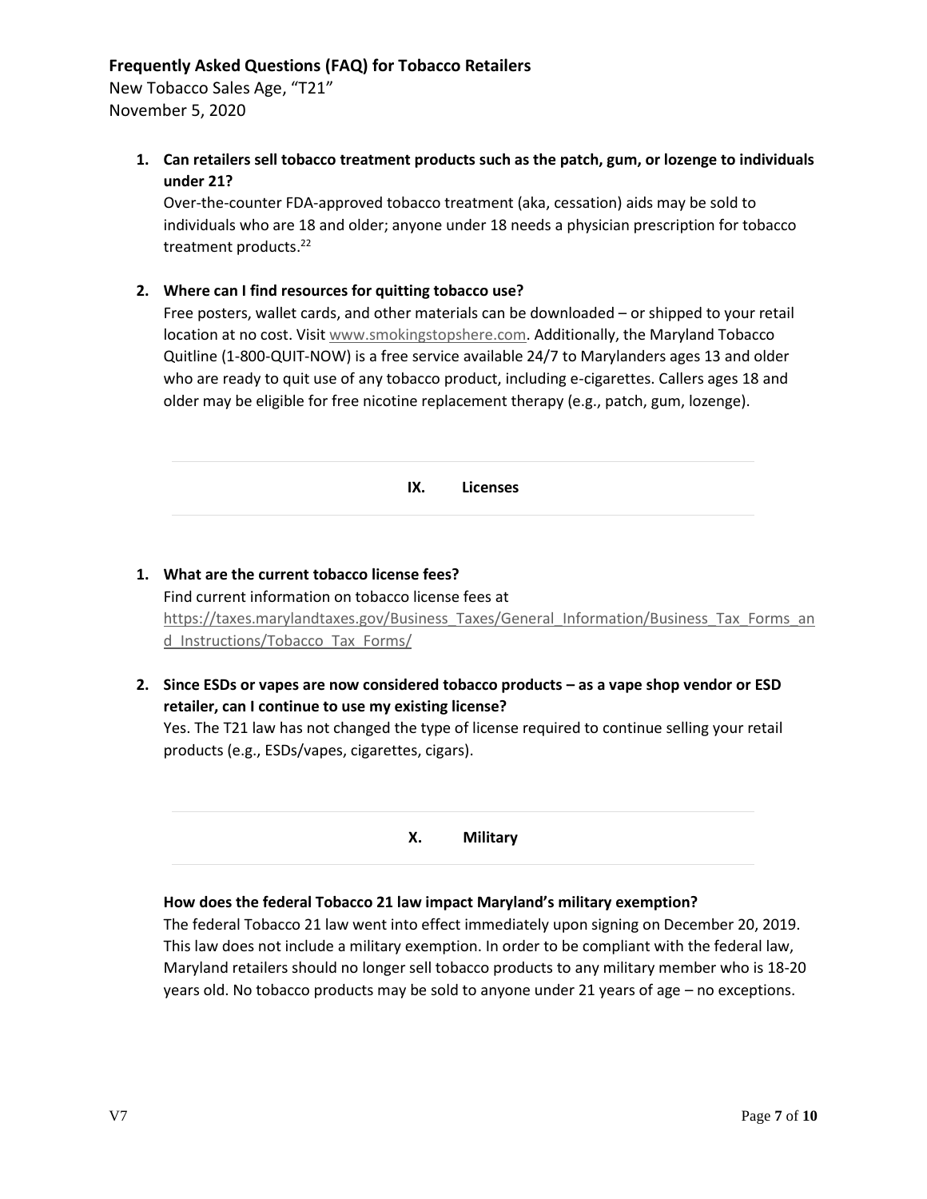1. **Can retailers sell tobacco treatment products such as the patch, gum, or lozenge to individuals under 21?**
   Over-the-counter FDA-approved tobacco treatment (aka, cessation) aids may be sold to individuals who are 18 and older; anyone under 18 needs a physician prescription for tobacco treatment products.[22]

2. **Where can I find resources for quitting tobacco use?**
   Free posters, wallet cards, and other materials can be downloaded – or shipped to your retail location at no cost. Visit www.smokingstopshere.com. Additionally, the Maryland Tobacco Quitline (1-800-QUIT-NOW) is a free service available 24/7 to Marylanders ages 13 and older who are ready to quit use of any tobacco product, including e-cigarettes. Callers ages 18 and older may be eligible for free nicotine replacement therapy (e.g., patch, gum, lozenge).

## IX. Licenses

1. **What are the current tobacco license fees?**
   Find current information on tobacco license fees at https://taxes.marylandtaxes.gov/Business_Taxes/General_Information/Business_Tax_Forms_and_Instructions/Tobacco_Tax_Forms/

2. **Since ESDs or vapes are now considered tobacco products – as a vape shop vendor or ESD retailer, can I continue to use my existing license?**
   Yes. The T21 law has not changed the type of license required to continue selling your retail products (e.g., ESDs/vapes, cigarettes, cigars).

## X. Military

**How does the federal Tobacco 21 law impact Maryland's military exemption?**
The federal Tobacco 21 law went into effect immediately upon signing on December 20, 2019. This law does not include a military exemption. In order to be compliant with the federal law, Maryland retailers should no longer sell tobacco products to any military member who is 18-20 years old. No tobacco products may be sold to anyone under 21 years of age – no exceptions.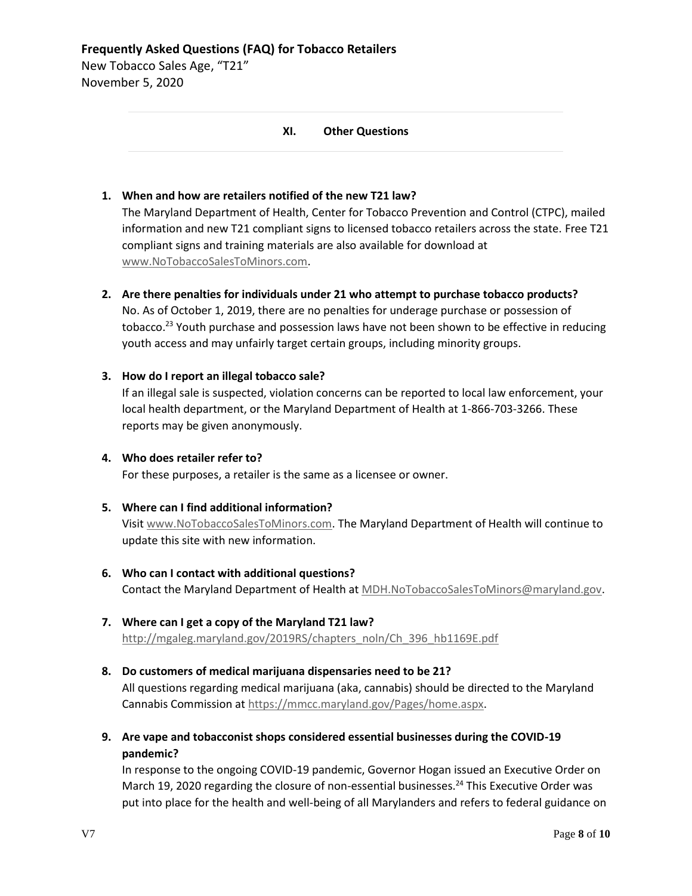## XI. Other Questions

1. **When and how are retailers notified of the new T21 law?**
   The Maryland Department of Health, Center for Tobacco Prevention and Control (CTPC), mailed information and new T21 compliant signs to licensed tobacco retailers across the state. Free T21 compliant signs and training materials are also available for download at www.NoTobaccoSalesToMinors.com.

2. **Are there penalties for individuals under 21 who attempt to purchase tobacco products?**
   No. As of October 1, 2019, there are no penalties for underage purchase or possession of tobacco.[23] Youth purchase and possession laws have not been shown to be effective in reducing youth access and may unfairly target certain groups, including minority groups.

3. **How do I report an illegal tobacco sale?**
   If an illegal sale is suspected, violation concerns can be reported to local law enforcement, your local health department, or the Maryland Department of Health at 1-866-703-3266. These reports may be given anonymously.

4. **Who does retailer refer to?**
   For these purposes, a retailer is the same as a licensee or owner.

5. **Where can I find additional information?**
   Visit www.NoTobaccoSalesToMinors.com. The Maryland Department of Health will continue to update this site with new information.

6. **Who can I contact with additional questions?**
   Contact the Maryland Department of Health at MDH.NoTobaccoSalesToMinors@maryland.gov.

7. **Where can I get a copy of the Maryland T21 law?**
   http://mgaleg.maryland.gov/2019RS/chapters_noln/Ch_396_hb1169E.pdf

8. **Do customers of medical marijuana dispensaries need to be 21?**
   All questions regarding medical marijuana (aka, cannabis) should be directed to the Maryland Cannabis Commission at https://mmcc.maryland.gov/Pages/home.aspx.

9. **Are vape and tobacconist shops considered essential businesses during the COVID-19 pandemic?**
   In response to the ongoing COVID-19 pandemic, Governor Hogan issued an Executive Order on March 19, 2020 regarding the closure of non-essential businesses.[24] This Executive Order was put into place for the health and well-being of all Marylanders and refers to federal guidance on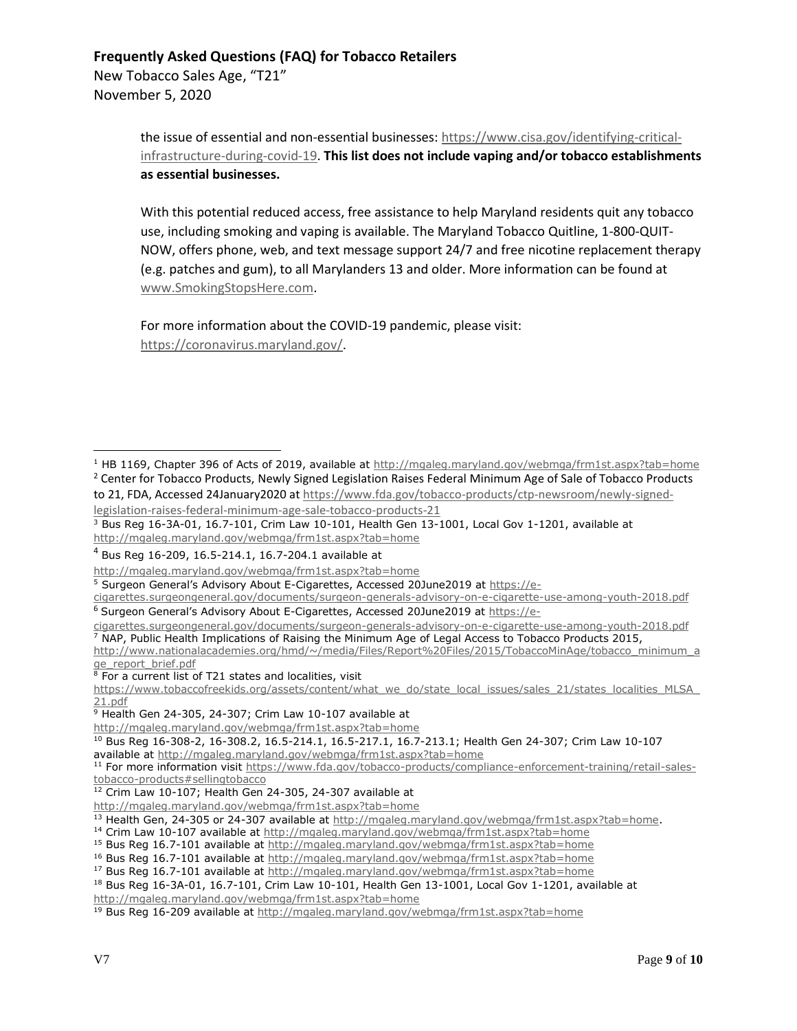the issue of essential and non-essential businesses: https://www.cisa.gov/identifying-critical-infrastructure-during-covid-19. **This list does not include vaping and/or tobacco establishments as essential businesses.**

With this potential reduced access, free assistance to help Maryland residents quit any tobacco use, including smoking and vaping is available. The Maryland Tobacco Quitline, 1-800-QUIT-NOW, offers phone, web, and text message support 24/7 and free nicotine replacement therapy (e.g. patches and gum), to all Marylanders 13 and older. More information can be found at www.SmokingStopsHere.com.

For more information about the COVID-19 pandemic, please visit: https://coronavirus.maryland.gov/.

---

[1] HB 1169, Chapter 396 of Acts of 2019, available at http://mgaleg.maryland.gov/webmga/frm1st.aspx?tab=home

[2] Center for Tobacco Products, Newly Signed Legislation Raises Federal Minimum Age of Sale of Tobacco Products to 21, FDA, Accessed 24January2020 at https://www.fda.gov/tobacco-products/ctp-newsroom/newly-signed-legislation-raises-federal-minimum-age-sale-tobacco-products-21

[3] Bus Reg 16-3A-01, 16.7-101, Crim Law 10-101, Health Gen 13-1001, Local Gov 1-1201, available at http://mgaleg.maryland.gov/webmga/frm1st.aspx?tab=home

[4] Bus Reg 16-209, 16.5-214.1, 16.7-204.1 available at http://mgaleg.maryland.gov/webmga/frm1st.aspx?tab=home

[5] Surgeon General's Advisory About E-Cigarettes, Accessed 20June2019 at https://e-cigarettes.surgeongeneral.gov/documents/surgeon-generals-advisory-on-e-cigarette-use-among-youth-2018.pdf

[6] Surgeon General's Advisory About E-Cigarettes, Accessed 20June2019 at https://e-cigarettes.surgeongeneral.gov/documents/surgeon-generals-advisory-on-e-cigarette-use-among-youth-2018.pdf

[7] NAP, Public Health Implications of Raising the Minimum Age of Legal Access to Tobacco Products 2015, http://www.nationalacademies.org/hmd/~/media/Files/Report%20Files/2015/TobaccoMinAge/tobacco_minimum_age_report_brief.pdf

[8] For a current list of T21 states and localities, visit https://www.tobaccofreekids.org/assets/content/what_we_do/state_local_issues/sales_21/states_localities_MLSA_21.pdf

[9] Health Gen 24-305, 24-307; Crim Law 10-107 available at http://mgaleg.maryland.gov/webmga/frm1st.aspx?tab=home

[10] Bus Reg 16-308-2, 16-308.2, 16.5-214.1, 16.5-217.1, 16.7-213.1; Health Gen 24-307; Crim Law 10-107 available at http://mgaleg.maryland.gov/webmga/frm1st.aspx?tab=home

[11] For more information visit https://www.fda.gov/tobacco-products/compliance-enforcement-training/retail-sales-tobacco-products#sellingtobacco

[12] Crim Law 10-107; Health Gen 24-305, 24-307 available at http://mgaleg.maryland.gov/webmga/frm1st.aspx?tab=home

[13] Health Gen, 24-305 or 24-307 available at http://mgaleg.maryland.gov/webmga/frm1st.aspx?tab=home.

[14] Crim Law 10-107 available at http://mgaleg.maryland.gov/webmga/frm1st.aspx?tab=home

[15] Bus Reg 16.7-101 available at http://mgaleg.maryland.gov/webmga/frm1st.aspx?tab=home

[16] Bus Reg 16.7-101 available at http://mgaleg.maryland.gov/webmga/frm1st.aspx?tab=home

[17] Bus Reg 16.7-101 available at http://mgaleg.maryland.gov/webmga/frm1st.aspx?tab=home

[18] Bus Reg 16-3A-01, 16.7-101, Crim Law 10-101, Health Gen 13-1001, Local Gov 1-1201, available at http://mgaleg.maryland.gov/webmga/frm1st.aspx?tab=home

[19] Bus Reg 16-209 available at http://mgaleg.maryland.gov/webmga/frm1st.aspx?tab=home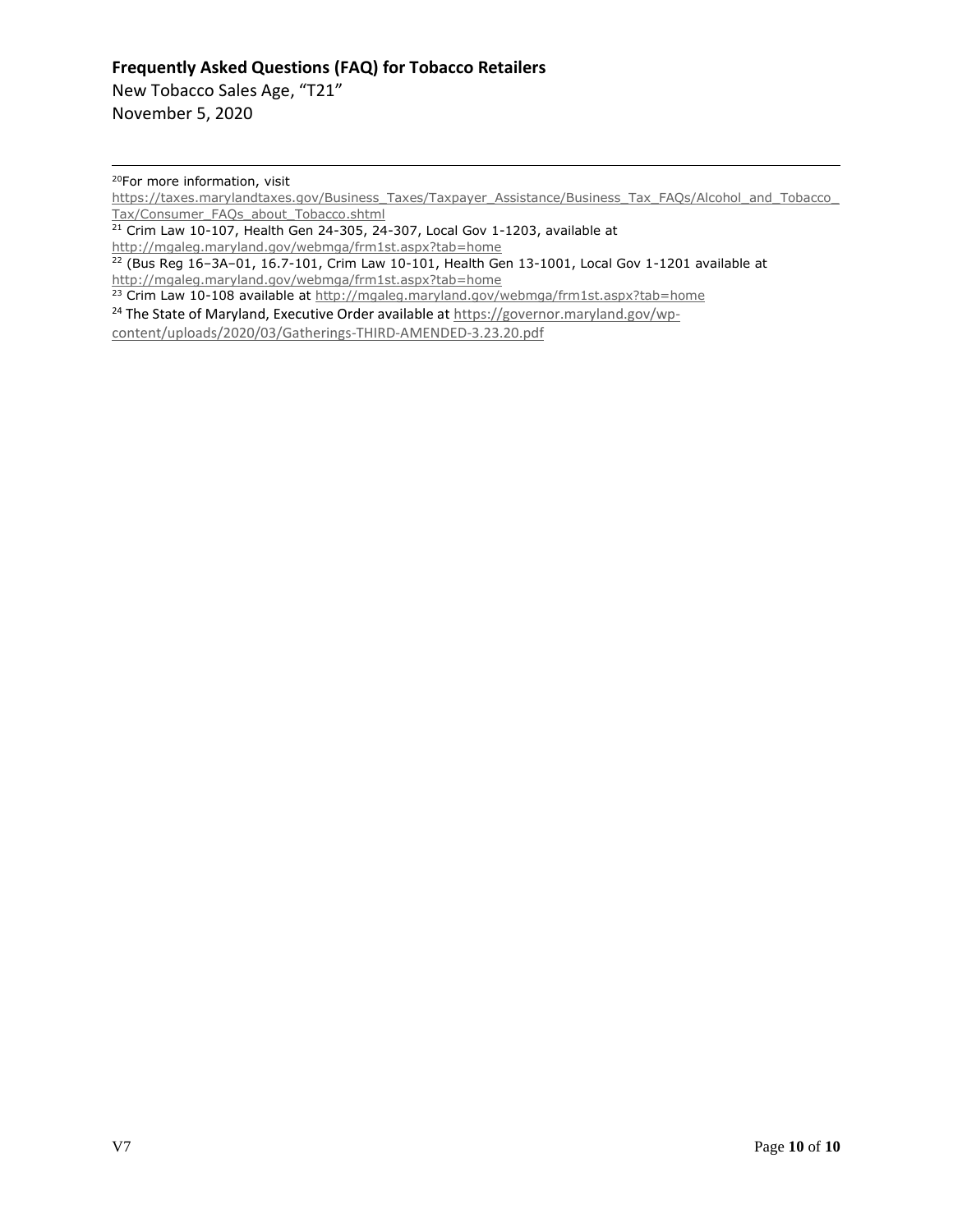[20]For more information, visit https://taxes.marylandtaxes.gov/Business_Taxes/Taxpayer_Assistance/Business_Tax_FAQs/Alcohol_and_Tobacco_Tax/Consumer_FAQs_about_Tobacco.shtml

[21] Crim Law 10-107, Health Gen 24-305, 24-307, Local Gov 1-1203, available at http://mgaleg.maryland.gov/webmga/frm1st.aspx?tab=home

[22] (Bus Reg 16–3A–01, 16.7-101, Crim Law 10-101, Health Gen 13-1001, Local Gov 1-1201 available at http://mgaleg.maryland.gov/webmga/frm1st.aspx?tab=home

[23] Crim Law 10-108 available at http://mgaleg.maryland.gov/webmga/frm1st.aspx?tab=home

[24] The State of Maryland, Executive Order available at https://governor.maryland.gov/wp-content/uploads/2020/03/Gatherings-THIRD-AMENDED-3.23.20.pdf